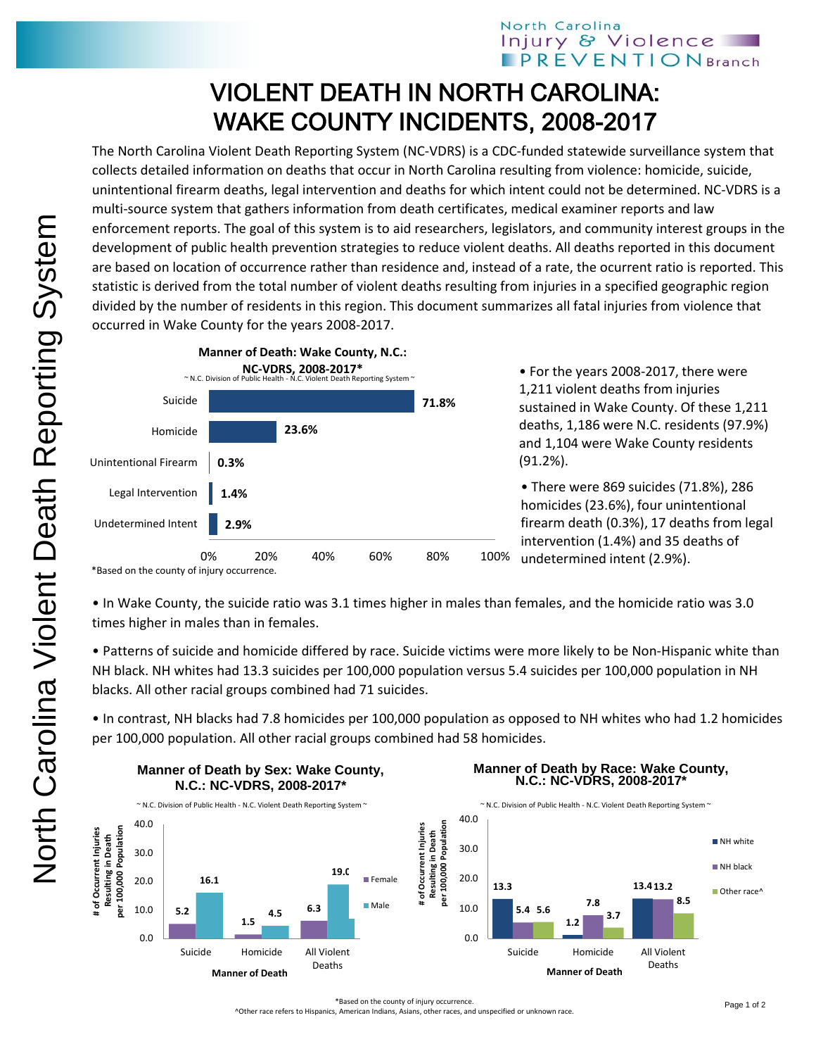North Carolina Injury & Violence PREVENTION Branch

# VIOLENT DEATH IN NORTH CAROLINA: WAKE COUNTY INCIDENTS, 2008-2017

The North Carolina Violent Death Reporting System (NC-VDRS) is a CDC-funded statewide surveillance system that collects detailed information on deaths that occur in North Carolina resulting from violence: homicide, suicide, unintentional firearm deaths, legal intervention and deaths for which intent could not be determined. NC-VDRS is a multi-source system that gathers information from death certificates, medical examiner reports and law enforcement reports. The goal of this system is to aid researchers, legislators, and community interest groups in the development of public health prevention strategies to reduce violent deaths. All deaths reported in this document are based on location of occurrence rather than residence and, instead of a rate, the ocurrent ratio is reported. This statistic is derived from the total number of violent deaths resulting from injuries in a specified geographic region divided by the number of residents in this region. This document summarizes all fatal injuries from violence that occurred in Wake County for the years 2008-2017.

**Manner of Death: Wake County, N.C.: NC-VDRS, 2008-2017***

~ N.C. Division of Public Health - N.C. Violent Death Reporting System ~

| Manner of Death | Percent |
|---|---|
| Suicide | 71.8% |
| Homicide | 23.6% |
| Unintentional Firearm | 0.3% |
| Legal Intervention | 1.4% |
| Undetermined Intent | 2.9% |

*Based on the county of injury occurrence.

- For the years 2008-2017, there were 1,211 violent deaths from injuries sustained in Wake County. Of these 1,211 deaths, 1,186 were N.C. residents (97.9%) and 1,104 were Wake County residents (91.2%).
- There were 869 suicides (71.8%), 286 homicides (23.6%), four unintentional firearm death (0.3%), 17 deaths from legal intervention (1.4%) and 35 deaths of undetermined intent (2.9%).

- In Wake County, the suicide ratio was 3.1 times higher in males than females, and the homicide ratio was 3.0 times higher in males than in females.
- Patterns of suicide and homicide differed by race. Suicide victims were more likely to be Non-Hispanic white than NH black. NH whites had 13.3 suicides per 100,000 population versus 5.4 suicides per 100,000 population in NH blacks. All other racial groups combined had 71 suicides.
- In contrast, NH blacks had 7.8 homicides per 100,000 population as opposed to NH whites who had 1.2 homicides per 100,000 population. All other racial groups combined had 58 homicides.

**Manner of Death by Sex: Wake County, N.C.: NC-VDRS, 2008-2017***

~ N.C. Division of Public Health - N.C. Violent Death Reporting System ~

# of Occurrent Injuries Resulting in Death per 100,000 Population

| Manner of Death | Female | Male |
|---|---|---|
| Suicide | 5.2 | 16.1 |
| Homicide | 1.5 | 4.5 |
| All Violent Deaths | 6.3 | 19.0 |

**Manner of Death by Race: Wake County, N.C.: NC-VDRS, 2008-2017***

~ N.C. Division of Public Health - N.C. Violent Death Reporting System ~

# of Occurrent Injuries Resulting in Death per 100,000 Population

| Manner of Death | NH white | NH black | Other race^ |
|---|---|---|---|
| Suicide | 13.3 | 5.4 | 5.6 |
| Homicide | 1.2 | 7.8 | 3.7 |
| All Violent Deaths | 13.4 | 13.2 | 8.5 |

*Based on the county of injury occurrence.
^Other race refers to Hispanics, American Indians, Asians, other races, and unspecified or unknown race.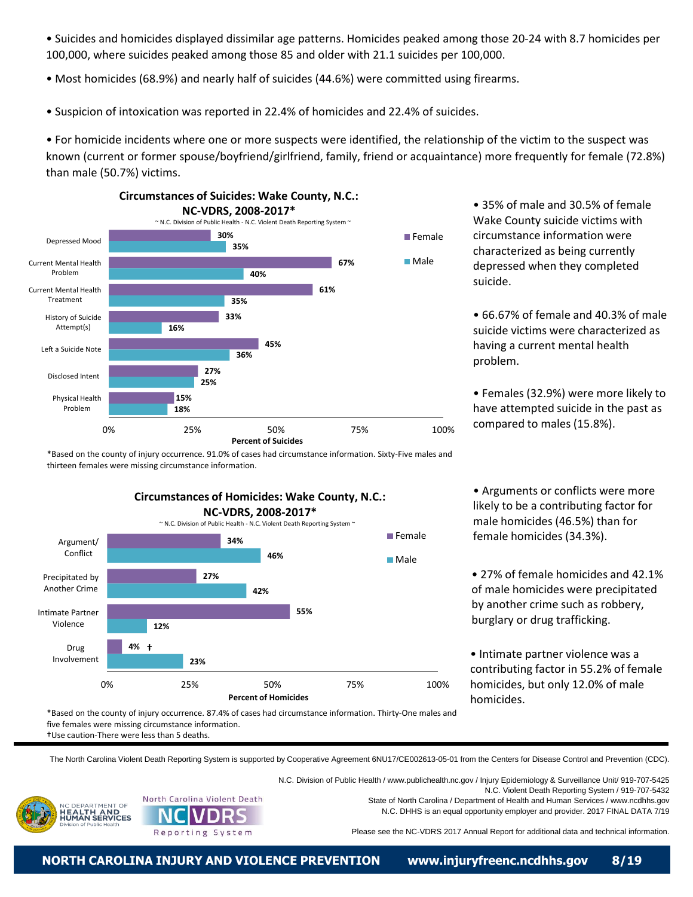- Suicides and homicides displayed dissimilar age patterns. Homicides peaked among those 20-24 with 8.7 homicides per 100,000, where suicides peaked among those 85 and older with 21.1 suicides per 100,000.
- Most homicides (68.9%) and nearly half of suicides (44.6%) were committed using firearms.
- Suspicion of intoxication was reported in 22.4% of homicides and 22.4% of suicides.
- For homicide incidents where one or more suspects were identified, the relationship of the victim to the suspect was known (current or former spouse/boyfriend/girlfriend, family, friend or acquaintance) more frequently for female (72.8%) than male (50.7%) victims.

**Circumstances of Suicides: Wake County, N.C.: NC-VDRS, 2008-2017***

~ N.C. Division of Public Health - N.C. Violent Death Reporting System ~

Female
Male

Depressed Mood: 30%, 35%
Current Mental Health Problem: 67%, 40%
Current Mental Health Treatment: 61%, 35%
History of Suicide Attempt(s): 33%, 16%
Left a Suicide Note: 45%, 36%
Disclosed Intent: 27%, 25%
Physical Health Problem: 15%, 18%

0% 25% 50% 75% 100%
Percent of Suicides

*Based on the county of injury occurrence. 91.0% of cases had circumstance information. Sixty-Five males and thirteen females were missing circumstance information.

- 35% of male and 30.5% of female Wake County suicide victims with circumstance information were characterized as being currently depressed when they completed suicide.
- 66.67% of female and 40.3% of male suicide victims were characterized as having a current mental health problem.
- Females (32.9%) were more likely to have attempted suicide in the past as compared to males (15.8%).

**Circumstances of Homicides: Wake County, N.C.: NC-VDRS, 2008-2017***

~ N.C. Division of Public Health - N.C. Violent Death Reporting System ~

Female
Male

Argument/ Conflict: 34%, 46%
Precipitated by Another Crime: 27%, 42%
Intimate Partner Violence: 55%, 12%
Drug Involvement: 4% †, 23%

0% 25% 50% 75% 100%
Percent of Homicides

*Based on the county of injury occurrence. 87.4% of cases had circumstance information. Thirty-One males and five females were missing circumstance information.
†Use caution-There were less than 5 deaths.

- Arguments or conflicts were more likely to be a contributing factor for male homicides (46.5%) than for female homicides (34.3%).
- 27% of female homicides and 42.1% of male homicides were precipitated by another crime such as robbery, burglary or drug trafficking.
- Intimate partner violence was a contributing factor in 55.2% of female homicides, but only 12.0% of male homicides.

The North Carolina Violent Death Reporting System is supported by Cooperative Agreement 6NU17/CE002613-05-01 from the Centers for Disease Control and Prevention (CDC).

N.C. Division of Public Health / www.publichealth.nc.gov / Injury Epidemiology & Surveillance Unit/ 919-707-5425
N.C. Violent Death Reporting System / 919-707-5432
State of North Carolina / Department of Health and Human Services / www.ncdhhs.gov
N.C. DHHS is an equal opportunity employer and provider. 2017 FINAL DATA 7/19

NC Department of Health and Human Services, Division of Public Health
North Carolina Violent Death Reporting System — NC VDRS

Please see the NC-VDRS 2017 Annual Report for additional data and technical information.

**NORTH CAROLINA INJURY AND VIOLENCE PREVENTION** www.injuryfreenc.ncdhhs.gov 8/19